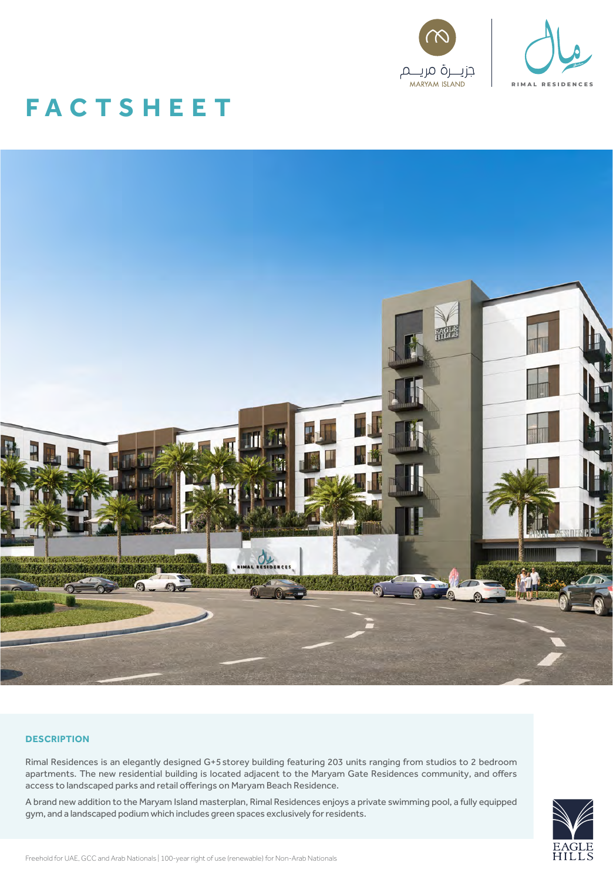جزيـرة مريـم
MARYAM ISLAND

RIMAL RESIDENCES

# FACTSHEET

## DESCRIPTION

Rimal Residences is an elegantly designed G+5 storey building featuring 203 units ranging from studios to 2 bedroom apartments. The new residential building is located adjacent to the Maryam Gate Residences community, and offers access to landscaped parks and retail offerings on Maryam Beach Residence.

A brand new addition to the Maryam Island masterplan, Rimal Residences enjoys a private swimming pool, a fully equipped gym, and a landscaped podium which includes green spaces exclusively for residents.

Freehold for UAE, GCC and Arab Nationals | 100-year right of use (renewable) for Non-Arab Nationals

EAGLE HILLS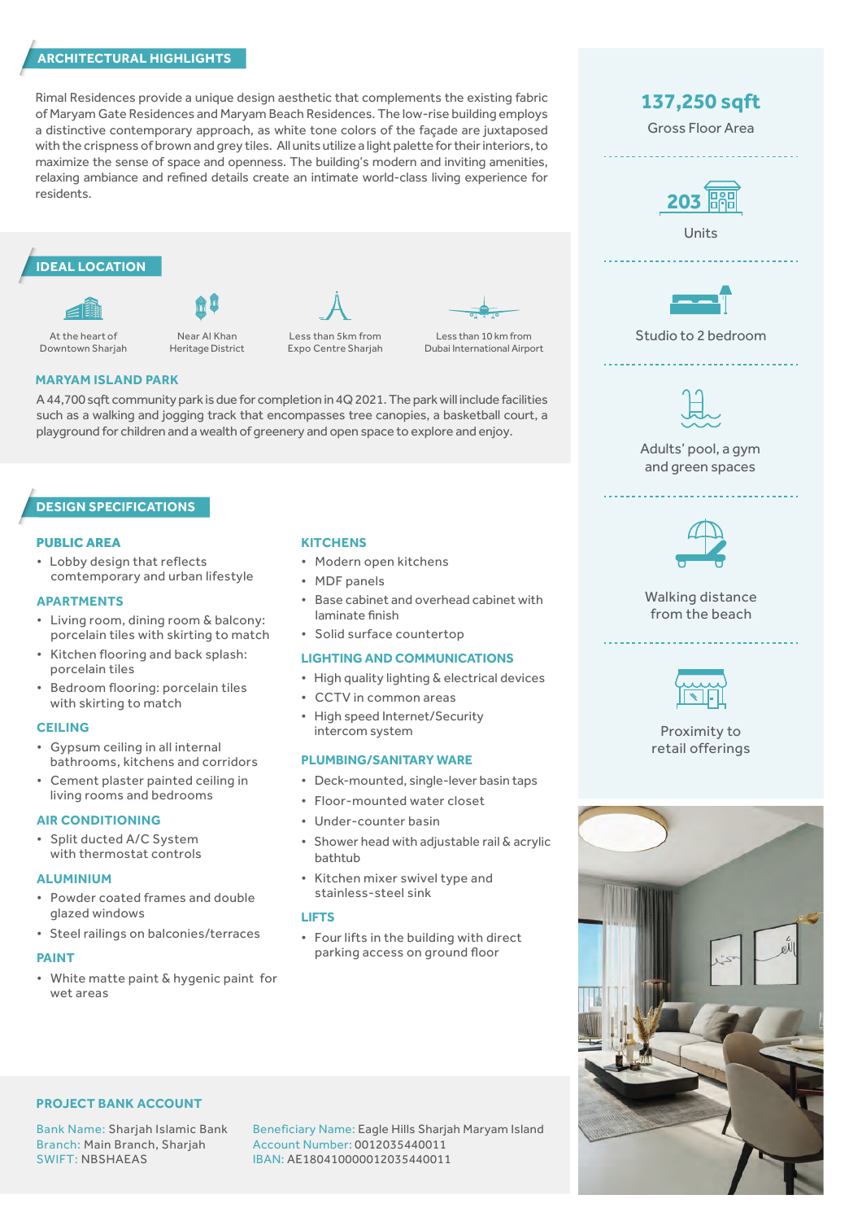## ARCHITECTURAL HIGHLIGHTS

Rimal Residences provide a unique design aesthetic that complements the existing fabric of Maryam Gate Residences and Maryam Beach Residences. The low-rise building employs a distinctive contemporary approach, as white tone colors of the façade are juxtaposed with the crispness of brown and grey tiles. All units utilize a light palette for their interiors, to maximize the sense of space and openness. The building's modern and inviting amenities, relaxing ambiance and refined details create an intimate world-class living experience for residents.

## IDEAL LOCATION

- At the heart of Downtown Sharjah
- Near Al Khan Heritage District
- Less than 5km from Expo Centre Sharjah
- Less than 10 km from Dubai International Airport

### MARYAM ISLAND PARK

A 44,700 sqft community park is due for completion in 4Q 2021. The park will include facilities such as a walking and jogging track that encompasses tree canopies, a basketball court, a playground for children and a wealth of greenery and open space to explore and enjoy.

## DESIGN SPECIFICATIONS

### PUBLIC AREA

- Lobby design that reflects comtemporary and urban lifestyle

### APARTMENTS

- Living room, dining room & balcony: porcelain tiles with skirting to match
- Kitchen flooring and back splash: porcelain tiles
- Bedroom flooring: porcelain tiles with skirting to match

### CEILING

- Gypsum ceiling in all internal bathrooms, kitchens and corridors
- Cement plaster painted ceiling in living rooms and bedrooms

### AIR CONDITIONING

- Split ducted A/C System with thermostat controls

### ALUMINIUM

- Powder coated frames and double glazed windows
- Steel railings on balconies/terraces

### PAINT

- White matte paint & hygenic paint for wet areas

### KITCHENS

- Modern open kitchens
- MDF panels
- Base cabinet and overhead cabinet with laminate finish
- Solid surface countertop

### LIGHTING AND COMMUNICATIONS

- High quality lighting & electrical devices
- CCTV in common areas
- High speed Internet/Security intercom system

### PLUMBING/SANITARY WARE

- Deck-mounted, single-lever basin taps
- Floor-mounted water closet
- Under-counter basin
- Shower head with adjustable rail & acrylic bathtub
- Kitchen mixer swivel type and stainless-steel sink

### LIFTS

- Four lifts in the building with direct parking access on ground floor

**137,250 sqft**
Gross Floor Area

**203**
Units

Studio to 2 bedroom

Adults' pool, a gym and green spaces

Walking distance from the beach

Proximity to retail offerings

## PROJECT BANK ACCOUNT

Bank Name: Sharjah Islamic Bank
Branch: Main Branch, Sharjah
SWIFT: NBSHAEAS

Beneficiary Name: Eagle Hills Sharjah Maryam Island
Account Number: 0012035440011
IBAN: AE180410000012035440011